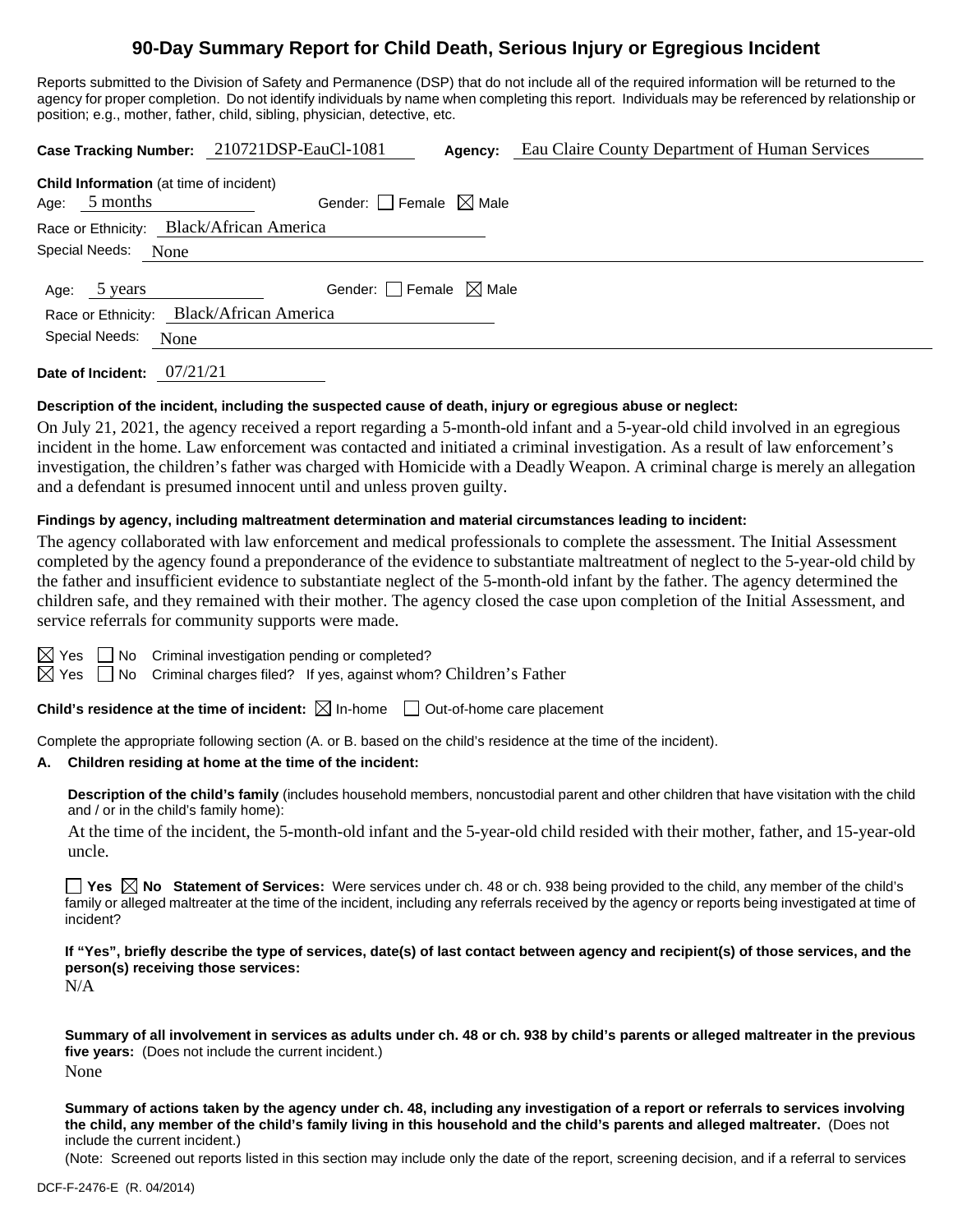# 90-Day Summary Report for Child Death, Serious Injury or Egregious Incident

Reports submitted to the Division of Safety and Permanence (DSP) that do not include all of the required information will be returned to the agency for proper completion. Do not identify individuals by name when completing this report. Individuals may be referenced by relationship or position; e.g., mother, father, child, sibling, physician, detective, etc.

**Case Tracking Number:** 210721DSP-EauCl-1081 **Agency:** Eau Claire County Department of Human Services

**Child Information** (at time of incident)
Age: 5 months Gender: ☐ Female ☒ Male
Race or Ethnicity: Black/African America
Special Needs: None

Age: 5 years Gender: ☐ Female ☒ Male
Race or Ethnicity: Black/African America
Special Needs: None

**Date of Incident:** 07/21/21

**Description of the incident, including the suspected cause of death, injury or egregious abuse or neglect:**

On July 21, 2021, the agency received a report regarding a 5-month-old infant and a 5-year-old child involved in an egregious incident in the home. Law enforcement was contacted and initiated a criminal investigation. As a result of law enforcement's investigation, the children's father was charged with Homicide with a Deadly Weapon. A criminal charge is merely an allegation and a defendant is presumed innocent until and unless proven guilty.

**Findings by agency, including maltreatment determination and material circumstances leading to incident:**

The agency collaborated with law enforcement and medical professionals to complete the assessment. The Initial Assessment completed by the agency found a preponderance of the evidence to substantiate maltreatment of neglect to the 5-year-old child by the father and insufficient evidence to substantiate neglect of the 5-month-old infant by the father. The agency determined the children safe, and they remained with their mother. The agency closed the case upon completion of the Initial Assessment, and service referrals for community supports were made.

☒ Yes ☐ No Criminal investigation pending or completed?
☒ Yes ☐ No Criminal charges filed? If yes, against whom? Children's Father

**Child's residence at the time of incident:** ☒ In-home ☐ Out-of-home care placement

Complete the appropriate following section (A. or B. based on the child's residence at the time of the incident).

**A. Children residing at home at the time of the incident:**

**Description of the child's family** (includes household members, noncustodial parent and other children that have visitation with the child and / or in the child's family home):

At the time of the incident, the 5-month-old infant and the 5-year-old child resided with their mother, father, and 15-year-old uncle.

☐ **Yes** ☒ **No Statement of Services:** Were services under ch. 48 or ch. 938 being provided to the child, any member of the child's family or alleged maltreater at the time of the incident, including any referrals received by the agency or reports being investigated at time of incident?

**If "Yes", briefly describe the type of services, date(s) of last contact between agency and recipient(s) of those services, and the person(s) receiving those services:**
N/A

**Summary of all involvement in services as adults under ch. 48 or ch. 938 by child's parents or alleged maltreater in the previous five years:** (Does not include the current incident.)
None

**Summary of actions taken by the agency under ch. 48, including any investigation of a report or referrals to services involving the child, any member of the child's family living in this household and the child's parents and alleged maltreater.** (Does not include the current incident.)
(Note: Screened out reports listed in this section may include only the date of the report, screening decision, and if a referral to services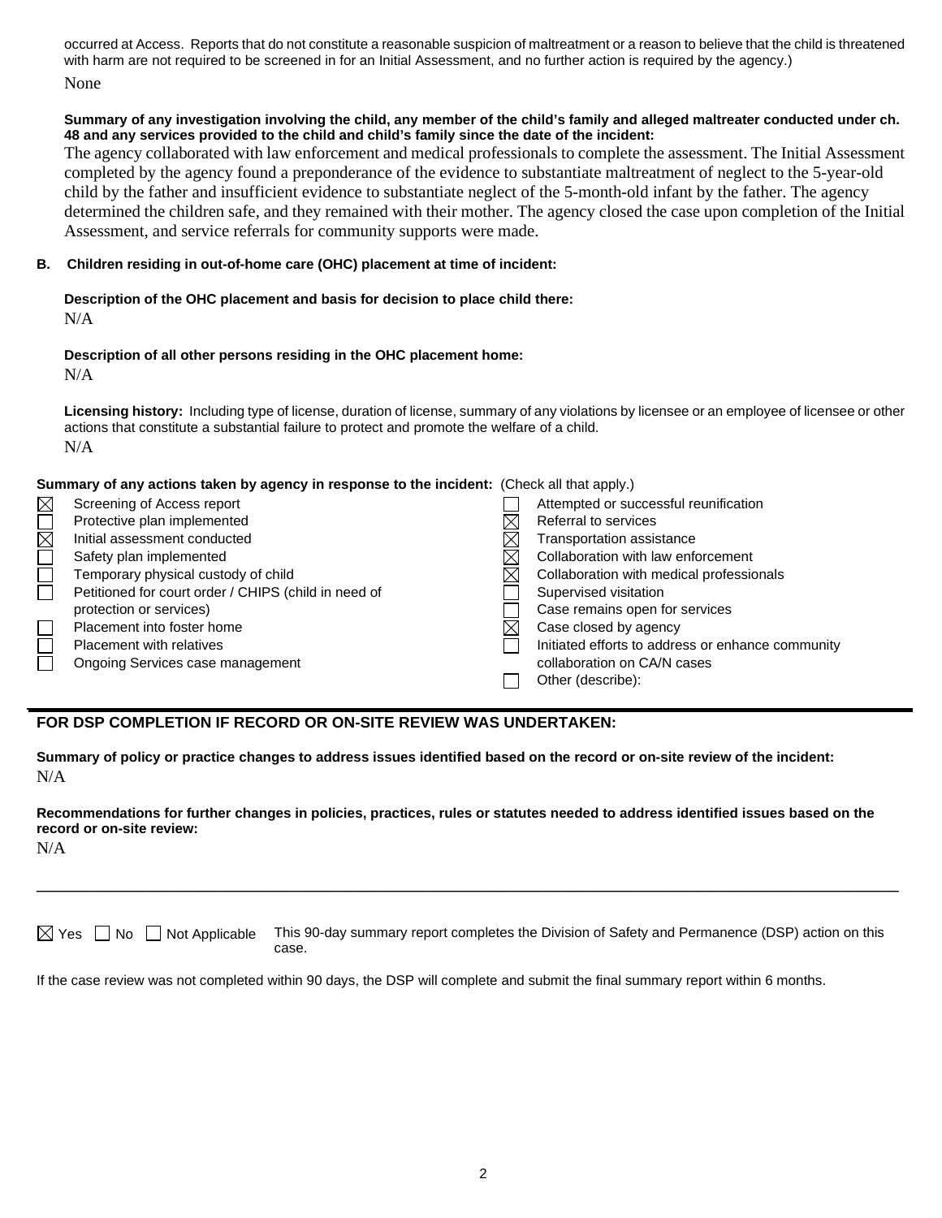occurred at Access. Reports that do not constitute a reasonable suspicion of maltreatment or a reason to believe that the child is threatened with harm are not required to be screened in for an Initial Assessment, and no further action is required by the agency.)

None

**Summary of any investigation involving the child, any member of the child's family and alleged maltreater conducted under ch. 48 and any services provided to the child and child's family since the date of the incident:**

The agency collaborated with law enforcement and medical professionals to complete the assessment. The Initial Assessment completed by the agency found a preponderance of the evidence to substantiate maltreatment of neglect to the 5-year-old child by the father and insufficient evidence to substantiate neglect of the 5-month-old infant by the father. The agency determined the children safe, and they remained with their mother. The agency closed the case upon completion of the Initial Assessment, and service referrals for community supports were made.

**B. Children residing in out-of-home care (OHC) placement at time of incident:**

**Description of the OHC placement and basis for decision to place child there:**

N/A

**Description of all other persons residing in the OHC placement home:**

N/A

**Licensing history:** Including type of license, duration of license, summary of any violations by licensee or an employee of licensee or other actions that constitute a substantial failure to protect and promote the welfare of a child.

N/A

**Summary of any actions taken by agency in response to the incident:** (Check all that apply.)

- ☒ Screening of Access report
- ☐ Protective plan implemented
- ☒ Initial assessment conducted
- ☐ Safety plan implemented
- ☐ Temporary physical custody of child
- ☐ Petitioned for court order / CHIPS (child in need of protection or services)
- ☐ Placement into foster home
- ☐ Placement with relatives
- ☐ Ongoing Services case management
- ☐ Attempted or successful reunification
- ☒ Referral to services
- ☒ Transportation assistance
- ☒ Collaboration with law enforcement
- ☒ Collaboration with medical professionals
- ☐ Supervised visitation
- ☐ Case remains open for services
- ☒ Case closed by agency
- ☐ Initiated efforts to address or enhance community collaboration on CA/N cases
- ☐ Other (describe):

## FOR DSP COMPLETION IF RECORD OR ON-SITE REVIEW WAS UNDERTAKEN:

**Summary of policy or practice changes to address issues identified based on the record or on-site review of the incident:**

N/A

**Recommendations for further changes in policies, practices, rules or statutes needed to address identified issues based on the record or on-site review:**

N/A

---

☒ Yes ☐ No ☐ Not Applicable This 90-day summary report completes the Division of Safety and Permanence (DSP) action on this case.

If the case review was not completed within 90 days, the DSP will complete and submit the final summary report within 6 months.